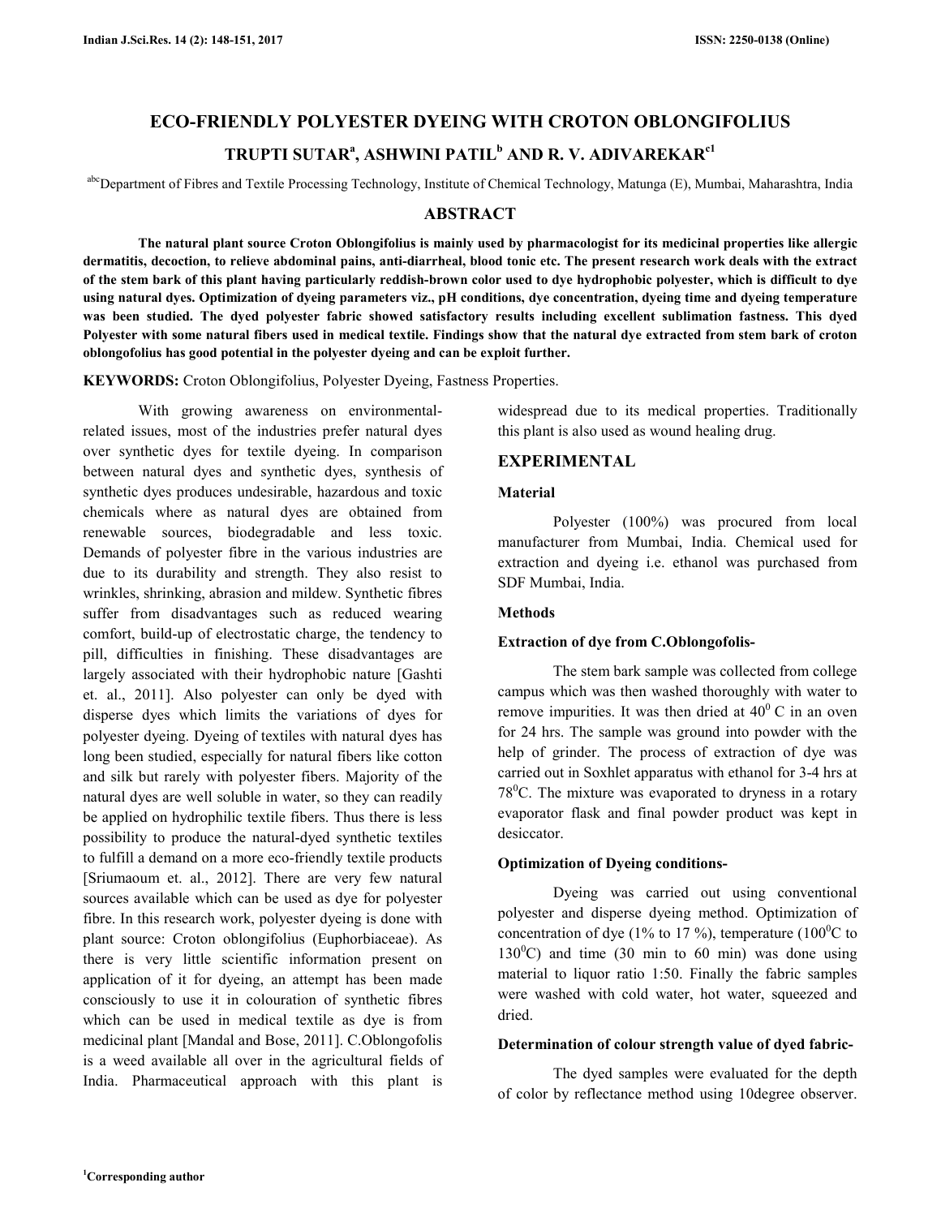# ECO-FRIENDLY POLYESTER DYEING WITH CROTON OBLONGIFOLIUS

## TRUPTI SUTAR[a], ASHWINI PATIL[b] AND R. V. ADIVAREKAR[c1]

[abc]Department of Fibres and Textile Processing Technology, Institute of Chemical Technology, Matunga (E), Mumbai, Maharashtra, India

## ABSTRACT

**The natural plant source Croton Oblongifolius is mainly used by pharmacologist for its medicinal properties like allergic dermatitis, decoction, to relieve abdominal pains, anti-diarrheal, blood tonic etc. The present research work deals with the extract of the stem bark of this plant having particularly reddish-brown color used to dye hydrophobic polyester, which is difficult to dye using natural dyes. Optimization of dyeing parameters viz., pH conditions, dye concentration, dyeing time and dyeing temperature was been studied. The dyed polyester fabric showed satisfactory results including excellent sublimation fastness. This dyed Polyester with some natural fibers used in medical textile. Findings show that the natural dye extracted from stem bark of croton oblongofolius has good potential in the polyester dyeing and can be exploit further.**

**KEYWORDS:** Croton Oblongifolius, Polyester Dyeing, Fastness Properties.

With growing awareness on environmental-related issues, most of the industries prefer natural dyes over synthetic dyes for textile dyeing. In comparison between natural dyes and synthetic dyes, synthesis of synthetic dyes produces undesirable, hazardous and toxic chemicals where as natural dyes are obtained from renewable sources, biodegradable and less toxic. Demands of polyester fibre in the various industries are due to its durability and strength. They also resist to wrinkles, shrinking, abrasion and mildew. Synthetic fibres suffer from disadvantages such as reduced wearing comfort, build-up of electrostatic charge, the tendency to pill, difficulties in finishing. These disadvantages are largely associated with their hydrophobic nature [Gashti et. al., 2011]. Also polyester can only be dyed with disperse dyes which limits the variations of dyes for polyester dyeing. Dyeing of textiles with natural dyes has long been studied, especially for natural fibers like cotton and silk but rarely with polyester fibers. Majority of the natural dyes are well soluble in water, so they can readily be applied on hydrophilic textile fibers. Thus there is less possibility to produce the natural-dyed synthetic textiles to fulfill a demand on a more eco-friendly textile products [Sriumaoum et. al., 2012]. There are very few natural sources available which can be used as dye for polyester fibre. In this research work, polyester dyeing is done with plant source: Croton oblongifolius (Euphorbiaceae). As there is very little scientific information present on application of it for dyeing, an attempt has been made consciously to use it in colouration of synthetic fibres which can be used in medical textile as dye is from medicinal plant [Mandal and Bose, 2011]. C.Oblongofolis is a weed available all over in the agricultural fields of India. Pharmaceutical approach with this plant is widespread due to its medical properties. Traditionally this plant is also used as wound healing drug.

## EXPERIMENTAL

### Material

Polyester (100%) was procured from local manufacturer from Mumbai, India. Chemical used for extraction and dyeing i.e. ethanol was purchased from SDF Mumbai, India.

### Methods

#### Extraction of dye from C.Oblongofolis-

The stem bark sample was collected from college campus which was then washed thoroughly with water to remove impurities. It was then dried at $40^0$ C in an oven for 24 hrs. The sample was ground into powder with the help of grinder. The process of extraction of dye was carried out in Soxhlet apparatus with ethanol for 3-4 hrs at $78^0$C. The mixture was evaporated to dryness in a rotary evaporator flask and final powder product was kept in desiccator.

#### Optimization of Dyeing conditions-

Dyeing was carried out using conventional polyester and disperse dyeing method. Optimization of concentration of dye (1% to 17 %), temperature ($100^0$C to $130^0$C) and time (30 min to 60 min) was done using material to liquor ratio 1:50. Finally the fabric samples were washed with cold water, hot water, squeezed and dried.

#### Determination of colour strength value of dyed fabric-

The dyed samples were evaluated for the depth of color by reflectance method using 10degree observer.

[1]Corresponding author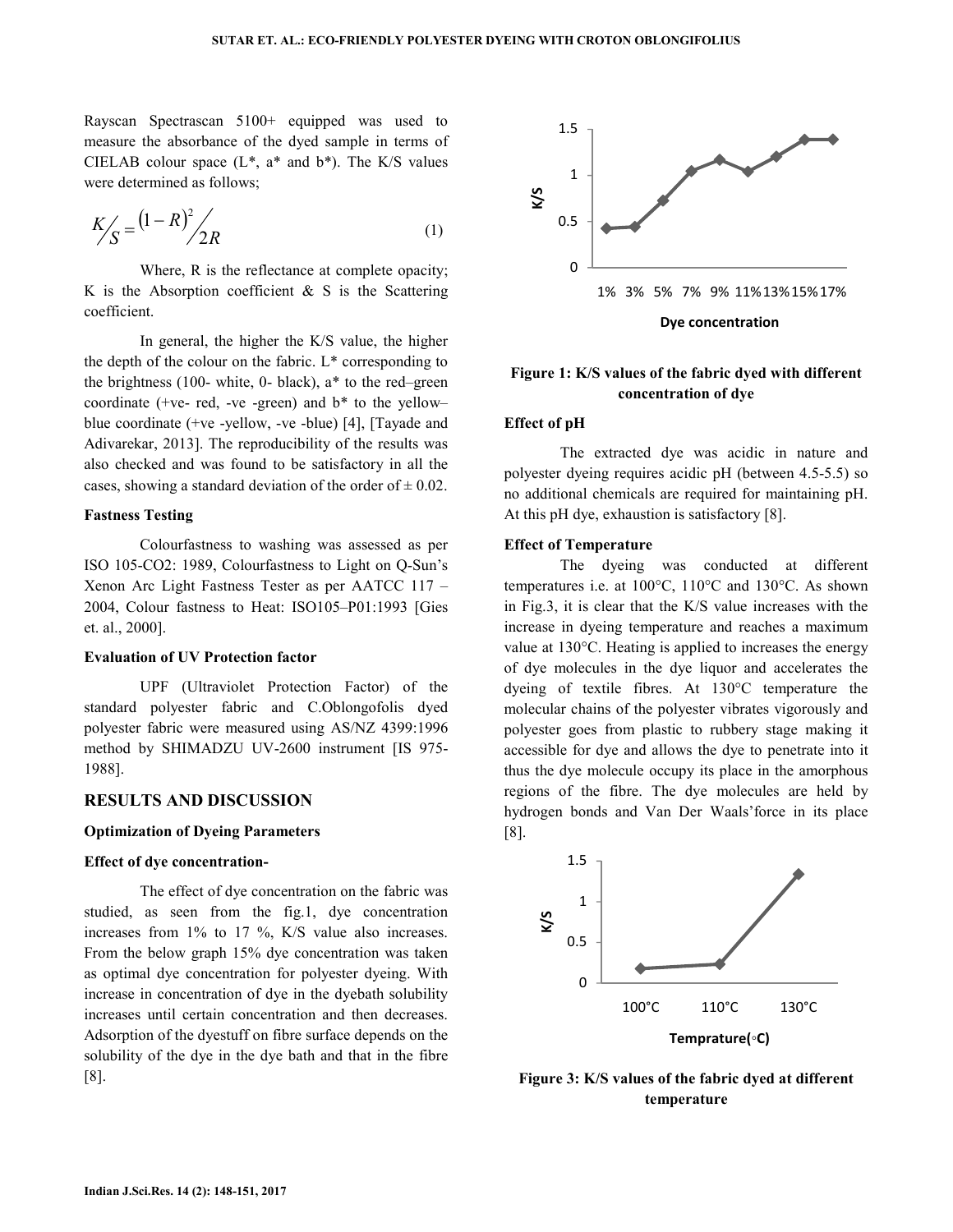Rayscan Spectrascan 5100+ equipped was used to measure the absorbance of the dyed sample in terms of CIELAB colour space (L*, a* and b*). The K/S values were determined as follows;

$$K/S = \frac{(1-R)^2}{2R} \tag{1}$$

Where, R is the reflectance at complete opacity; K is the Absorption coefficient & S is the Scattering coefficient.

In general, the higher the K/S value, the higher the depth of the colour on the fabric. L* corresponding to the brightness (100- white, 0- black), a* to the red–green coordinate (+ve- red, -ve -green) and b* to the yellow–blue coordinate (+ve -yellow, -ve -blue) [4], [Tayade and Adivarekar, 2013]. The reproducibility of the results was also checked and was found to be satisfactory in all the cases, showing a standard deviation of the order of ± 0.02.

**Fastness Testing**

Colourfastness to washing was assessed as per ISO 105-CO2: 1989, Colourfastness to Light on Q-Sun's Xenon Arc Light Fastness Tester as per AATCC 117 – 2004, Colour fastness to Heat: ISO105–P01:1993 [Gies et. al., 2000].

**Evaluation of UV Protection factor**

UPF (Ultraviolet Protection Factor) of the standard polyester fabric and C.Oblongofolis dyed polyester fabric were measured using AS/NZ 4399:1996 method by SHIMADZU UV-2600 instrument [IS 975-1988].

## RESULTS AND DISCUSSION

**Optimization of Dyeing Parameters**

**Effect of dye concentration-**

The effect of dye concentration on the fabric was studied, as seen from the fig.1, dye concentration increases from 1% to 17 %, K/S value also increases. From the below graph 15% dye concentration was taken as optimal dye concentration for polyester dyeing. With increase in concentration of dye in the dyebath solubility increases until certain concentration and then decreases. Adsorption of the dyestuff on fibre surface depends on the solubility of the dye in the dye bath and that in the fibre [8].

**Figure 1: K/S values of the fabric dyed with different concentration of dye**

**Effect of pH**

The extracted dye was acidic in nature and polyester dyeing requires acidic pH (between 4.5-5.5) so no additional chemicals are required for maintaining pH. At this pH dye, exhaustion is satisfactory [8].

**Effect of Temperature**

The dyeing was conducted at different temperatures i.e. at 100°C, 110°C and 130°C. As shown in Fig.3, it is clear that the K/S value increases with the increase in dyeing temperature and reaches a maximum value at 130°C. Heating is applied to increases the energy of dye molecules in the dye liquor and accelerates the dyeing of textile fibres. At 130°C temperature the molecular chains of the polyester vibrates vigorously and polyester goes from plastic to rubbery stage making it accessible for dye and allows the dye to penetrate into it thus the dye molecule occupy its place in the amorphous regions of the fibre. The dye molecules are held by hydrogen bonds and Van Der Waals'force in its place [8].

**Figure 3: K/S values of the fabric dyed at different temperature**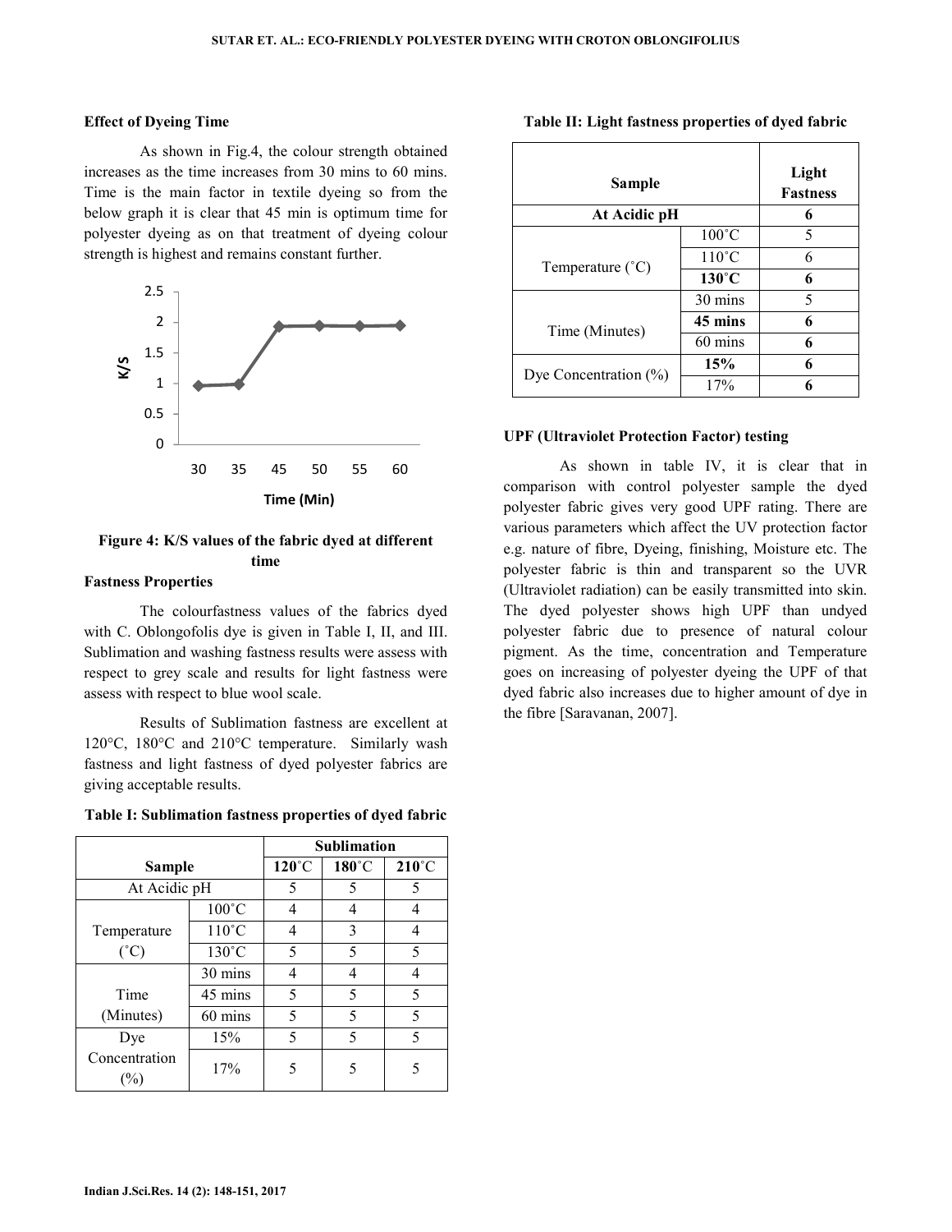### Effect of Dyeing Time

As shown in Fig.4, the colour strength obtained increases as the time increases from 30 mins to 60 mins. Time is the main factor in textile dyeing so from the below graph it is clear that 45 min is optimum time for polyester dyeing as on that treatment of dyeing colour strength is highest and remains constant further.

**Figure 4: K/S values of the fabric dyed at different time**

### Fastness Properties

The colourfastness values of the fabrics dyed with C. Oblongofolis dye is given in Table I, II, and III. Sublimation and washing fastness results were assess with respect to grey scale and results for light fastness were assess with respect to blue wool scale.

Results of Sublimation fastness are excellent at 120°C, 180°C and 210°C temperature. Similarly wash fastness and light fastness of dyed polyester fabrics are giving acceptable results.

**Table I: Sublimation fastness properties of dyed fabric**

| Sample | | Sublimation | | |
|---|---|---|---|---|
| | | **120˚C** | **180˚C** | **210˚C** |
| At Acidic pH | | 5 | 5 | 5 |
| Temperature (˚C) | 100˚C | 4 | 4 | 4 |
| | 110˚C | 4 | 3 | 4 |
| | 130˚C | 5 | 5 | 5 |
| Time (Minutes) | 30 mins | 4 | 4 | 4 |
| | 45 mins | 5 | 5 | 5 |
| | 60 mins | 5 | 5 | 5 |
| Dye Concentration (%) | 15% | 5 | 5 | 5 |
| | 17% | 5 | 5 | 5 |

**Table II: Light fastness properties of dyed fabric**

| Sample | | Light Fastness |
|---|---|---|
| **At Acidic pH** | | **6** |
| Temperature (˚C) | 100˚C | 5 |
| | 110˚C | 6 |
| | **130˚C** | **6** |
| Time (Minutes) | 30 mins | 5 |
| | **45 mins** | **6** |
| | 60 mins | **6** |
| Dye Concentration (%) | **15%** | **6** |
| | 17% | **6** |

### UPF (Ultraviolet Protection Factor) testing

As shown in table IV, it is clear that in comparison with control polyester sample the dyed polyester fabric gives very good UPF rating. There are various parameters which affect the UV protection factor e.g. nature of fibre, Dyeing, finishing, Moisture etc. The polyester fabric is thin and transparent so the UVR (Ultraviolet radiation) can be easily transmitted into skin. The dyed polyester shows high UPF than undyed polyester fabric due to presence of natural colour pigment. As the time, concentration and Temperature goes on increasing of polyester dyeing the UPF of that dyed fabric also increases due to higher amount of dye in the fibre [Saravanan, 2007].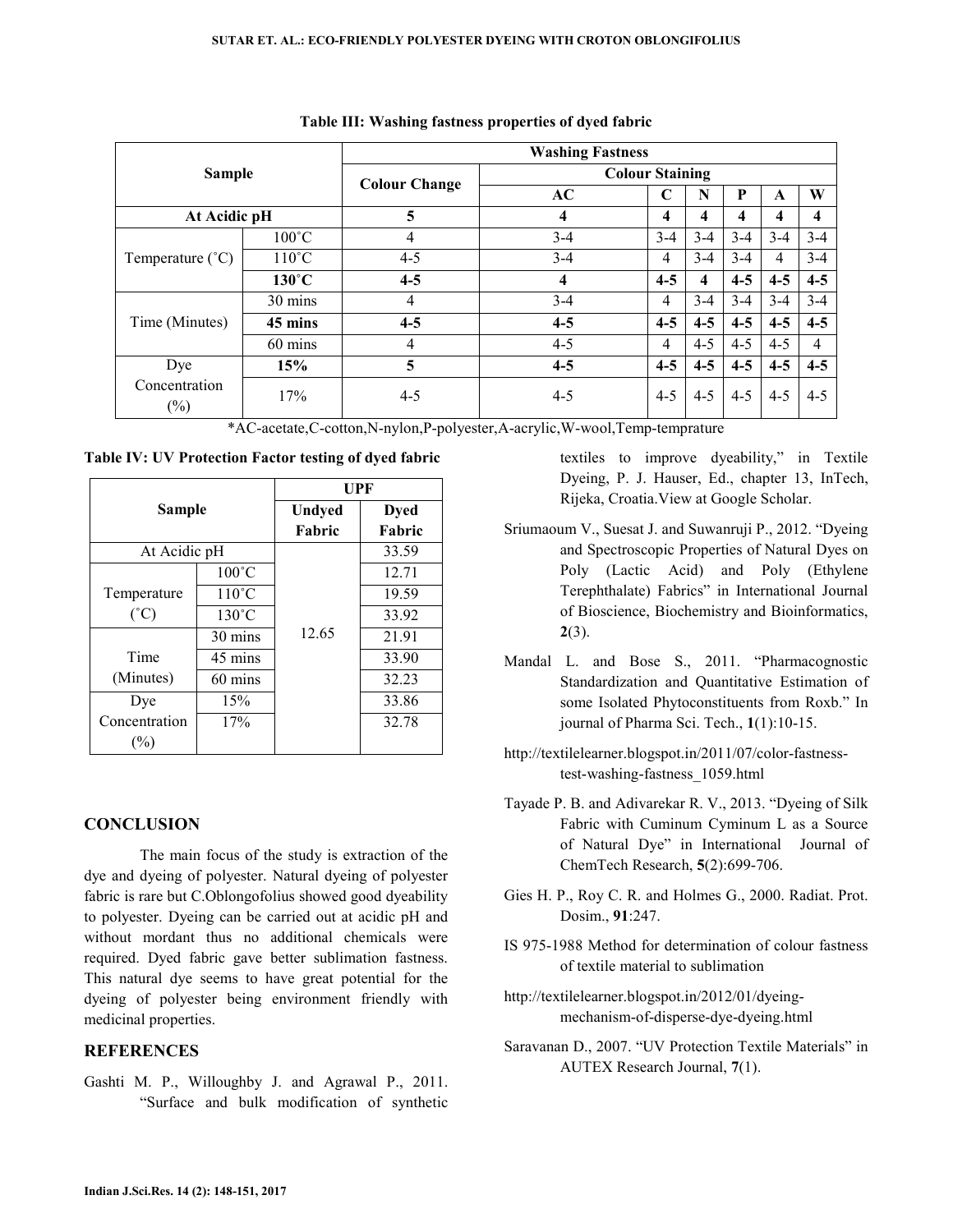**Table III: Washing fastness properties of dyed fabric**

| Sample | | Washing Fastness | | | | | | |
|---|---|---|---|---|---|---|---|---|
| | | Colour Change | Colour Staining | | | | | |
| | | | AC | C | N | P | A | W |
| **At Acidic pH** | | **5** | **4** | **4** | **4** | **4** | **4** | **4** |
| Temperature (˚C) | 100˚C | 4 | 3-4 | 3-4 | 3-4 | 3-4 | 3-4 | 3-4 |
| | 110˚C | 4-5 | 3-4 | 4 | 3-4 | 3-4 | 4 | 3-4 |
| | **130˚C** | **4-5** | **4** | **4-5** | **4** | **4-5** | **4-5** | **4-5** |
| Time (Minutes) | 30 mins | 4 | 3-4 | 4 | 3-4 | 3-4 | 3-4 | 3-4 |
| | **45 mins** | **4-5** | **4-5** | **4-5** | **4-5** | **4-5** | **4-5** | **4-5** |
| | 60 mins | 4 | 4-5 | 4 | 4-5 | 4-5 | 4-5 | 4 |
| Dye Concentration (%) | **15%** | **5** | **4-5** | **4-5** | **4-5** | **4-5** | **4-5** | **4-5** |
| | 17% | 4-5 | 4-5 | 4-5 | 4-5 | 4-5 | 4-5 | 4-5 |

*AC-acetate,C-cotton,N-nylon,P-polyester,A-acrylic,W-wool,Temp-temprature

**Table IV: UV Protection Factor testing of dyed fabric**

| Sample | | UPF | |
|---|---|---|---|
| | | Undyed Fabric | Dyed Fabric |
| At Acidic pH | | 12.65 | 33.59 |
| Temperature (˚C) | 100˚C | | 12.71 |
| | 110˚C | | 19.59 |
| | 130˚C | | 33.92 |
| Time (Minutes) | 30 mins | | 21.91 |
| | 45 mins | | 33.90 |
| | 60 mins | | 32.23 |
| Dye Concentration (%) | 15% | | 33.86 |
| | 17% | | 32.78 |

## CONCLUSION

The main focus of the study is extraction of the dye and dyeing of polyester. Natural dyeing of polyester fabric is rare but C.Oblongofolius showed good dyeability to polyester. Dyeing can be carried out at acidic pH and without mordant thus no additional chemicals were required. Dyed fabric gave better sublimation fastness. This natural dye seems to have great potential for the dyeing of polyester being environment friendly with medicinal properties.

## REFERENCES

Gashti M. P., Willoughby J. and Agrawal P., 2011. "Surface and bulk modification of synthetic textiles to improve dyeability," in Textile Dyeing, P. J. Hauser, Ed., chapter 13, InTech, Rijeka, Croatia.View at Google Scholar.

Sriumaoum V., Suesat J. and Suwanruji P., 2012. "Dyeing and Spectroscopic Properties of Natural Dyes on Poly (Lactic Acid) and Poly (Ethylene Terephthalate) Fabrics" in International Journal of Bioscience, Biochemistry and Bioinformatics, **2**(3).

Mandal L. and Bose S., 2011. "Pharmacognostic Standardization and Quantitative Estimation of some Isolated Phytoconstituents from Roxb." In journal of Pharma Sci. Tech., **1**(1):10-15.

http://textilelearner.blogspot.in/2011/07/color-fastness-test-washing-fastness_1059.html

Tayade P. B. and Adivarekar R. V., 2013. "Dyeing of Silk Fabric with Cuminum Cyminum L as a Source of Natural Dye" in International Journal of ChemTech Research, **5**(2):699-706.

Gies H. P., Roy C. R. and Holmes G., 2000. Radiat. Prot. Dosim., **91**:247.

IS 975-1988 Method for determination of colour fastness of textile material to sublimation

http://textilelearner.blogspot.in/2012/01/dyeing-mechanism-of-disperse-dye-dyeing.html

Saravanan D., 2007. "UV Protection Textile Materials" in AUTEX Research Journal, **7**(1).